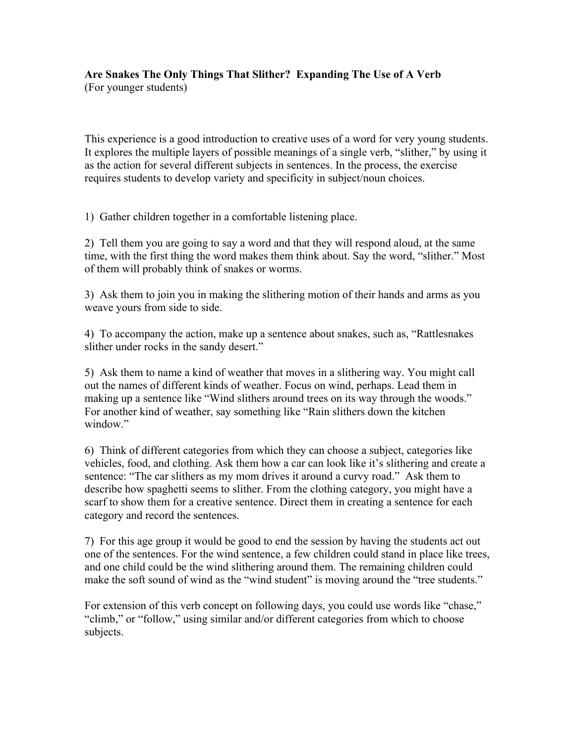**Are Snakes The Only Things That Slither? Expanding The Use of A Verb**
(For younger students)

This experience is a good introduction to creative uses of a word for very young students. It explores the multiple layers of possible meanings of a single verb, "slither," by using it as the action for several different subjects in sentences. In the process, the exercise requires students to develop variety and specificity in subject/noun choices.

1) Gather children together in a comfortable listening place.

2) Tell them you are going to say a word and that they will respond aloud, at the same time, with the first thing the word makes them think about. Say the word, "slither." Most of them will probably think of snakes or worms.

3) Ask them to join you in making the slithering motion of their hands and arms as you weave yours from side to side.

4) To accompany the action, make up a sentence about snakes, such as, "Rattlesnakes slither under rocks in the sandy desert."

5) Ask them to name a kind of weather that moves in a slithering way. You might call out the names of different kinds of weather. Focus on wind, perhaps. Lead them in making up a sentence like "Wind slithers around trees on its way through the woods." For another kind of weather, say something like "Rain slithers down the kitchen window."

6) Think of different categories from which they can choose a subject, categories like vehicles, food, and clothing. Ask them how a car can look like it's slithering and create a sentence: "The car slithers as my mom drives it around a curvy road." Ask them to describe how spaghetti seems to slither. From the clothing category, you might have a scarf to show them for a creative sentence. Direct them in creating a sentence for each category and record the sentences.

7) For this age group it would be good to end the session by having the students act out one of the sentences. For the wind sentence, a few children could stand in place like trees, and one child could be the wind slithering around them. The remaining children could make the soft sound of wind as the "wind student" is moving around the "tree students."

For extension of this verb concept on following days, you could use words like "chase," "climb," or "follow," using similar and/or different categories from which to choose subjects.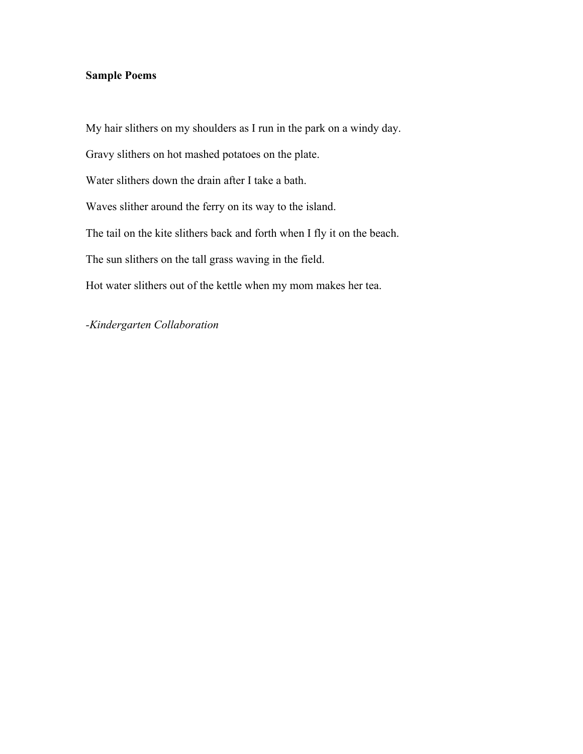**Sample Poems**

My hair slithers on my shoulders as I run in the park on a windy day.

Gravy slithers on hot mashed potatoes on the plate.

Water slithers down the drain after I take a bath.

Waves slither around the ferry on its way to the island.

The tail on the kite slithers back and forth when I fly it on the beach.

The sun slithers on the tall grass waving in the field.

Hot water slithers out of the kettle when my mom makes her tea.

-*Kindergarten Collaboration*